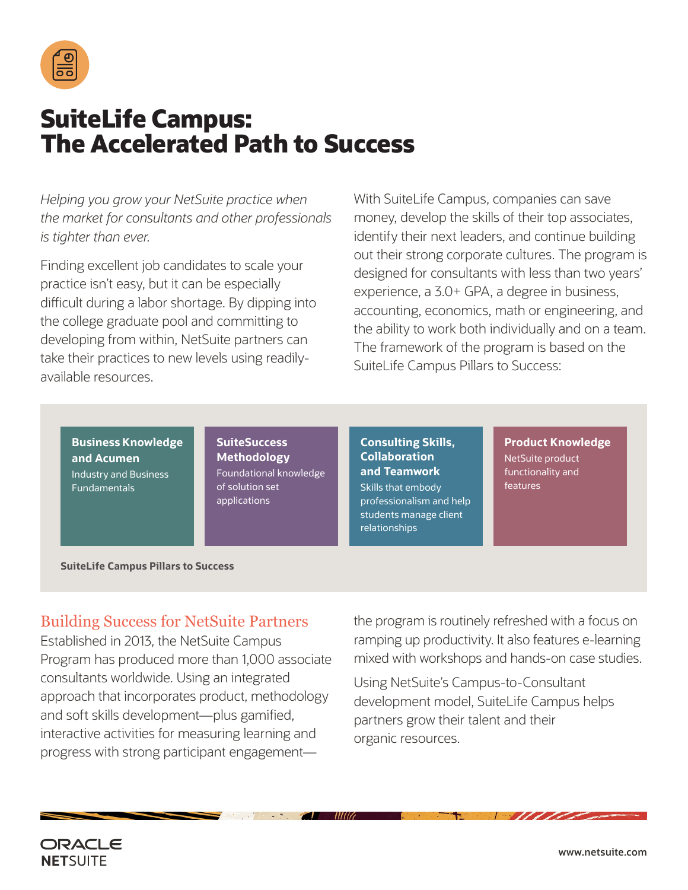# SuiteLife Campus: The Accelerated Path to Success

*Helping you grow your NetSuite practice when the market for consultants and other professionals is tighter than ever.*

Finding excellent job candidates to scale your practice isn't easy, but it can be especially difficult during a labor shortage. By dipping into the college graduate pool and committing to developing from within, NetSuite partners can take their practices to new levels using readily-available resources.

With SuiteLife Campus, companies can save money, develop the skills of their top associates, identify their next leaders, and continue building out their strong corporate cultures. The program is designed for consultants with less than two years' experience, a 3.0+ GPA, a degree in business, accounting, economics, math or engineering, and the ability to work both individually and on a team. The framework of the program is based on the SuiteLife Campus Pillars to Success:

**Business Knowledge and Acumen**
Industry and Business Fundamentals

**SuiteSuccess Methodology**
Foundational knowledge of solution set applications

**Consulting Skills, Collaboration and Teamwork**
Skills that embody professionalism and help students manage client relationships

**Product Knowledge**
NetSuite product functionality and features

**SuiteLife Campus Pillars to Success**

## Building Success for NetSuite Partners

Established in 2013, the NetSuite Campus Program has produced more than 1,000 associate consultants worldwide. Using an integrated approach that incorporates product, methodology and soft skills development—plus gamified, interactive activities for measuring learning and progress with strong participant engagement—the program is routinely refreshed with a focus on ramping up productivity. It also features e-learning mixed with workshops and hands-on case studies.

Using NetSuite's Campus-to-Consultant development model, SuiteLife Campus helps partners grow their talent and their organic resources.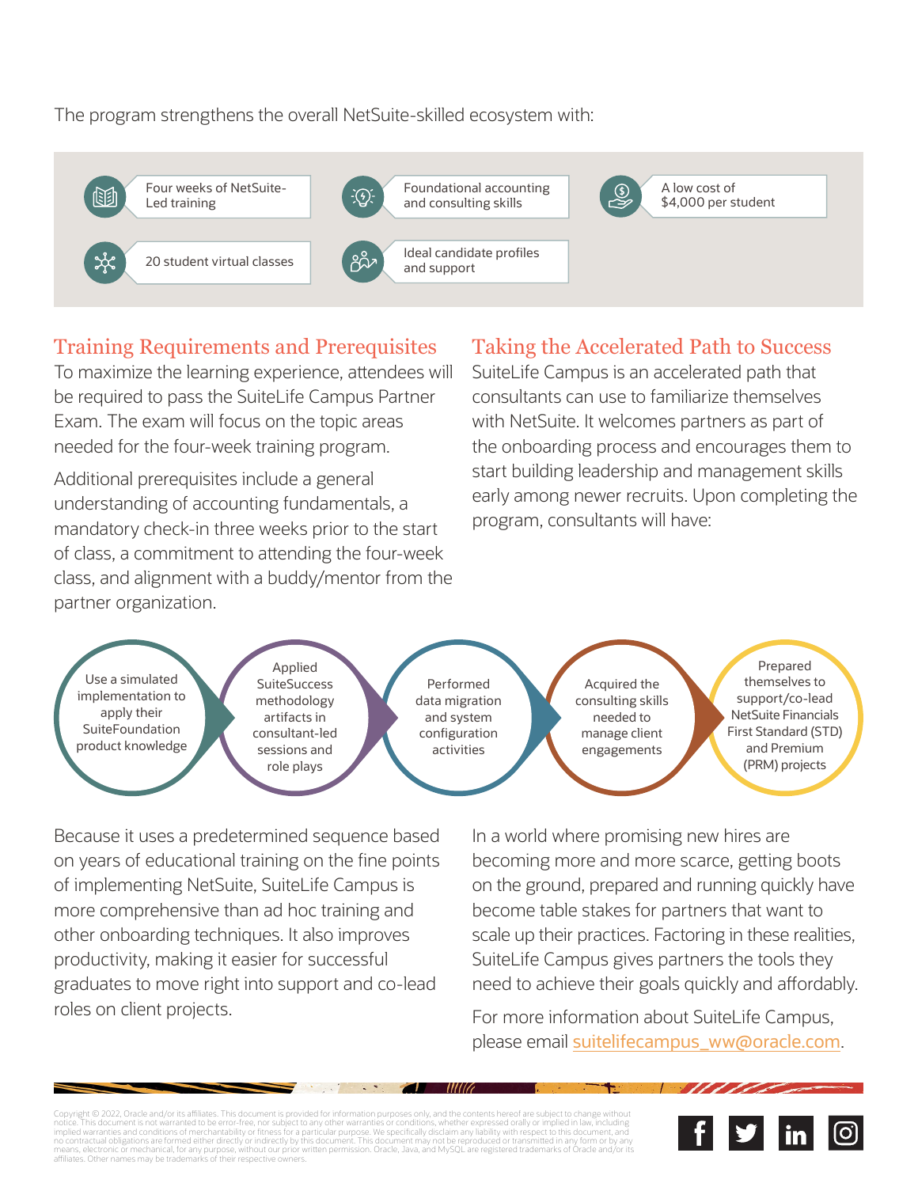The program strengthens the overall NetSuite-skilled ecosystem with:

- Four weeks of NetSuite-Led training
- Foundational accounting and consulting skills
- A low cost of $4,000 per student
- 20 student virtual classes
- Ideal candidate profiles and support

## Training Requirements and Prerequisites

To maximize the learning experience, attendees will be required to pass the SuiteLife Campus Partner Exam. The exam will focus on the topic areas needed for the four-week training program.

Additional prerequisites include a general understanding of accounting fundamentals, a mandatory check-in three weeks prior to the start of class, a commitment to attending the four-week class, and alignment with a buddy/mentor from the partner organization.

## Taking the Accelerated Path to Success

SuiteLife Campus is an accelerated path that consultants can use to familiarize themselves with NetSuite. It welcomes partners as part of the onboarding process and encourages them to start building leadership and management skills early among newer recruits. Upon completing the program, consultants will have:

- Use a simulated implementation to apply their SuiteFoundation product knowledge
- Applied SuiteSuccess methodology artifacts in consultant-led sessions and role plays
- Performed data migration and system configuration activities
- Acquired the consulting skills needed to manage client engagements
- Prepared themselves to support/co-lead NetSuite Financials First Standard (STD) and Premium (PRM) projects

Because it uses a predetermined sequence based on years of educational training on the fine points of implementing NetSuite, SuiteLife Campus is more comprehensive than ad hoc training and other onboarding techniques. It also improves productivity, making it easier for successful graduates to move right into support and co-lead roles on client projects.

In a world where promising new hires are becoming more and more scarce, getting boots on the ground, prepared and running quickly have become table stakes for partners that want to scale up their practices. Factoring in these realities, SuiteLife Campus gives partners the tools they need to achieve their goals quickly and affordably.

For more information about SuiteLife Campus, please email suitelifecampus_ww@oracle.com.

Copyright © 2022, Oracle and/or its affiliates. This document is provided for information purposes only, and the contents hereof are subject to change without notice. This document is not warranted to be error-free, nor subject to any other warranties or conditions, whether expressed orally or implied in law, including implied warranties and conditions of merchantability or fitness for a particular purpose. We specifically disclaim any liability with respect to this document, and no contractual obligations are formed either directly or indirectly by this document. This document may not be reproduced or transmitted in any form or by any means, electronic or mechanical, for any purpose, without our prior written permission. Oracle, Java, and MySQL are registered trademarks of Oracle and/or its affiliates. Other names may be trademarks of their respective owners.